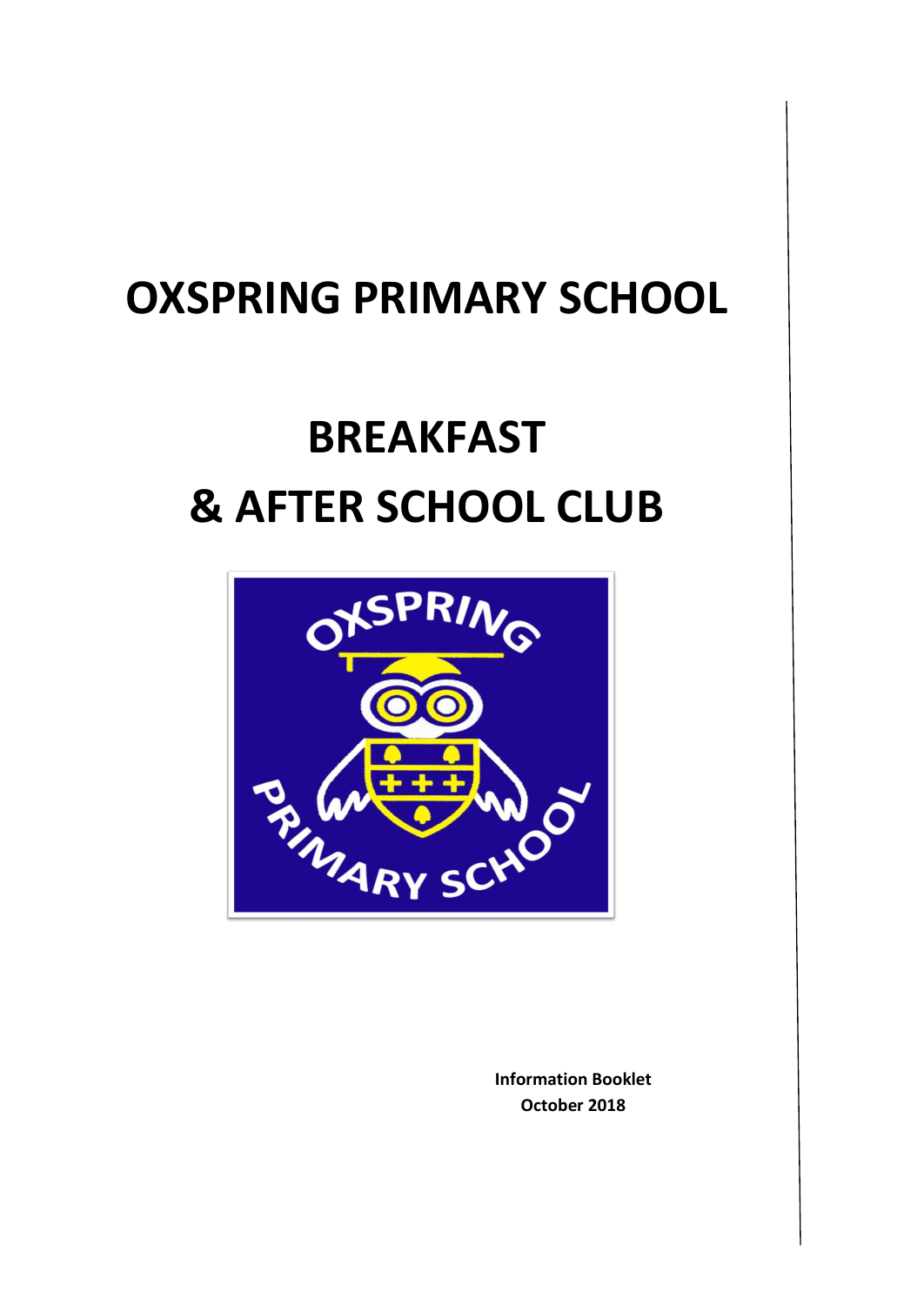# OXSPRING PRIMARY SCHOOL

# BREAKFAST & AFTER SCHOOL CLUB

**Information Booklet**
**October 2018**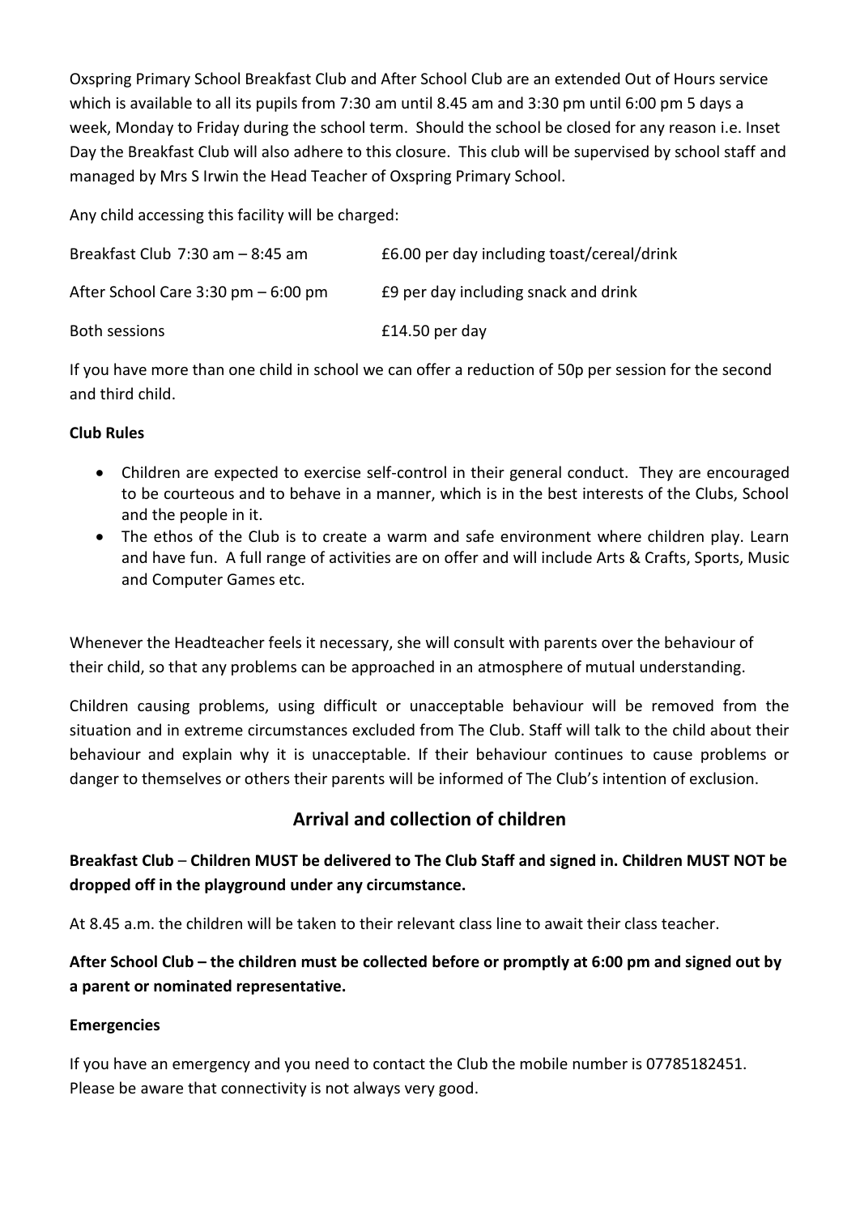Oxspring Primary School Breakfast Club and After School Club are an extended Out of Hours service which is available to all its pupils from 7:30 am until 8.45 am and 3:30 pm until 6:00 pm 5 days a week, Monday to Friday during the school term. Should the school be closed for any reason i.e. Inset Day the Breakfast Club will also adhere to this closure. This club will be supervised by school staff and managed by Mrs S Irwin the Head Teacher of Oxspring Primary School.

Any child accessing this facility will be charged:

| | |
|---|---|
| Breakfast Club 7:30 am – 8:45 am | £6.00 per day including toast/cereal/drink |
| After School Care 3:30 pm – 6:00 pm | £9 per day including snack and drink |
| Both sessions | £14.50 per day |

If you have more than one child in school we can offer a reduction of 50p per session for the second and third child.

**Club Rules**

- Children are expected to exercise self-control in their general conduct. They are encouraged to be courteous and to behave in a manner, which is in the best interests of the Clubs, School and the people in it.
- The ethos of the Club is to create a warm and safe environment where children play. Learn and have fun. A full range of activities are on offer and will include Arts & Crafts, Sports, Music and Computer Games etc.

Whenever the Headteacher feels it necessary, she will consult with parents over the behaviour of their child, so that any problems can be approached in an atmosphere of mutual understanding.

Children causing problems, using difficult or unacceptable behaviour will be removed from the situation and in extreme circumstances excluded from The Club. Staff will talk to the child about their behaviour and explain why it is unacceptable. If their behaviour continues to cause problems or danger to themselves or others their parents will be informed of The Club's intention of exclusion.

## Arrival and collection of children

**Breakfast Club – Children MUST be delivered to The Club Staff and signed in. Children MUST NOT be dropped off in the playground under any circumstance.**

At 8.45 a.m. the children will be taken to their relevant class line to await their class teacher.

**After School Club – the children must be collected before or promptly at 6:00 pm and signed out by a parent or nominated representative.**

**Emergencies**

If you have an emergency and you need to contact the Club the mobile number is 07785182451. Please be aware that connectivity is not always very good.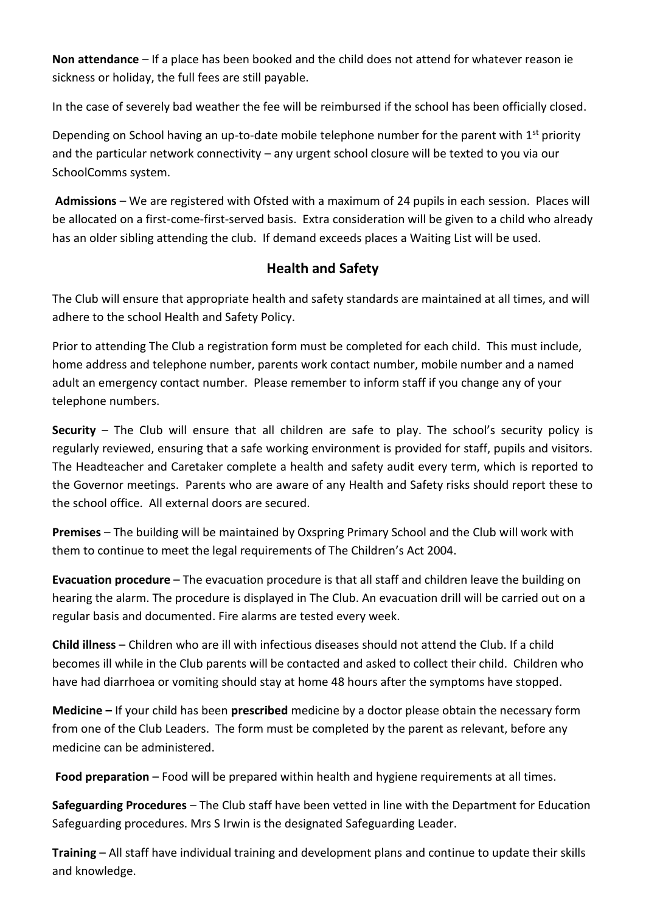**Non attendance** – If a place has been booked and the child does not attend for whatever reason ie sickness or holiday, the full fees are still payable.

In the case of severely bad weather the fee will be reimbursed if the school has been officially closed.

Depending on School having an up-to-date mobile telephone number for the parent with 1st priority and the particular network connectivity – any urgent school closure will be texted to you via our SchoolComms system.

**Admissions** – We are registered with Ofsted with a maximum of 24 pupils in each session. Places will be allocated on a first-come-first-served basis. Extra consideration will be given to a child who already has an older sibling attending the club. If demand exceeds places a Waiting List will be used.

## Health and Safety

The Club will ensure that appropriate health and safety standards are maintained at all times, and will adhere to the school Health and Safety Policy.

Prior to attending The Club a registration form must be completed for each child. This must include, home address and telephone number, parents work contact number, mobile number and a named adult an emergency contact number. Please remember to inform staff if you change any of your telephone numbers.

**Security** – The Club will ensure that all children are safe to play. The school's security policy is regularly reviewed, ensuring that a safe working environment is provided for staff, pupils and visitors. The Headteacher and Caretaker complete a health and safety audit every term, which is reported to the Governor meetings. Parents who are aware of any Health and Safety risks should report these to the school office. All external doors are secured.

**Premises** – The building will be maintained by Oxspring Primary School and the Club will work with them to continue to meet the legal requirements of The Children's Act 2004.

**Evacuation procedure** – The evacuation procedure is that all staff and children leave the building on hearing the alarm. The procedure is displayed in The Club. An evacuation drill will be carried out on a regular basis and documented. Fire alarms are tested every week.

**Child illness** – Children who are ill with infectious diseases should not attend the Club. If a child becomes ill while in the Club parents will be contacted and asked to collect their child. Children who have had diarrhoea or vomiting should stay at home 48 hours after the symptoms have stopped.

**Medicine –** If your child has been **prescribed** medicine by a doctor please obtain the necessary form from one of the Club Leaders. The form must be completed by the parent as relevant, before any medicine can be administered.

**Food preparation** – Food will be prepared within health and hygiene requirements at all times.

**Safeguarding Procedures** – The Club staff have been vetted in line with the Department for Education Safeguarding procedures. Mrs S Irwin is the designated Safeguarding Leader.

**Training** – All staff have individual training and development plans and continue to update their skills and knowledge.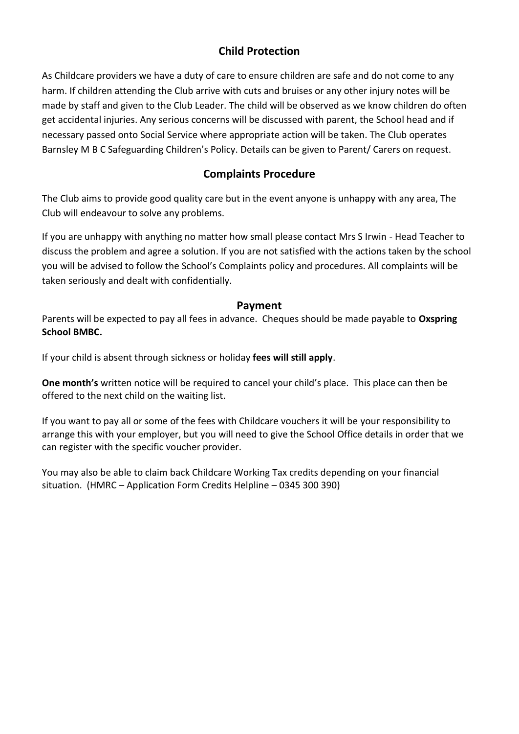## Child Protection

As Childcare providers we have a duty of care to ensure children are safe and do not come to any harm. If children attending the Club arrive with cuts and bruises or any other injury notes will be made by staff and given to the Club Leader. The child will be observed as we know children do often get accidental injuries. Any serious concerns will be discussed with parent, the School head and if necessary passed onto Social Service where appropriate action will be taken. The Club operates Barnsley M B C Safeguarding Children's Policy. Details can be given to Parent/ Carers on request.

## Complaints Procedure

The Club aims to provide good quality care but in the event anyone is unhappy with any area, The Club will endeavour to solve any problems.

If you are unhappy with anything no matter how small please contact Mrs S Irwin - Head Teacher to discuss the problem and agree a solution. If you are not satisfied with the actions taken by the school you will be advised to follow the School's Complaints policy and procedures. All complaints will be taken seriously and dealt with confidentially.

## Payment

Parents will be expected to pay all fees in advance. Cheques should be made payable to **Oxspring School BMBC.**

If your child is absent through sickness or holiday **fees will still apply**.

**One month's** written notice will be required to cancel your child's place. This place can then be offered to the next child on the waiting list.

If you want to pay all or some of the fees with Childcare vouchers it will be your responsibility to arrange this with your employer, but you will need to give the School Office details in order that we can register with the specific voucher provider.

You may also be able to claim back Childcare Working Tax credits depending on your financial situation. (HMRC – Application Form Credits Helpline – 0345 300 390)